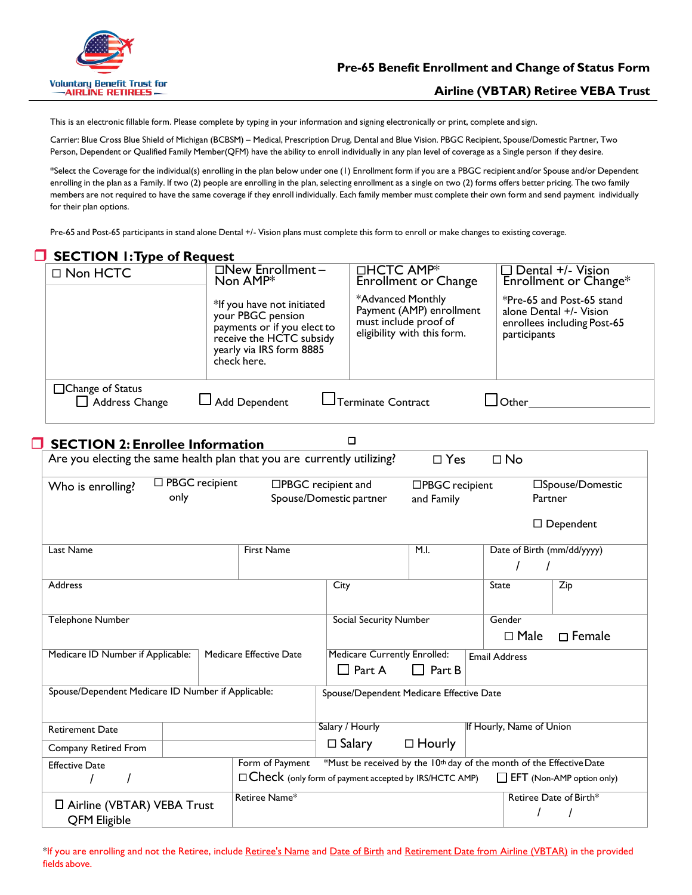Voluntary Benefit Trust for AIRLINE RETIREES

# Pre-65 Benefit Enrollment and Change of Status Form

# Airline (VBTAR) Retiree VEBA Trust

This is an electronic fillable form. Please complete by typing in your information and signing electronically or print, complete and sign.

Carrier: Blue Cross Blue Shield of Michigan (BCBSM) – Medical, Prescription Drug, Dental and Blue Vision. PBGC Recipient, Spouse/Domestic Partner, Two Person, Dependent or Qualified Family Member(QFM) have the ability to enroll individually in any plan level of coverage as a Single person if they desire.

*Select the Coverage for the individual(s) enrolling in the plan below under one (1) Enrollment form if you are a PBGC recipient and/or Spouse and/or Dependent enrolling in the plan as a Family. If two (2) people are enrolling in the plan, selecting enrollment as a single on two (2) forms offers better pricing. The two family members are not required to have the same coverage if they enroll individually. Each family member must complete their own form and send payment individually for their plan options.

Pre-65 and Post-65 participants in stand alone Dental +/- Vision plans must complete this form to enroll or make changes to existing coverage.

## SECTION 1: Type of Request

| ☐ Non HCTC | ☐New Enrollment – Non AMP* | ☐HCTC AMP* Enrollment or Change | ☐ Dental +/- Vision Enrollment or Change* |
|---|---|---|---|
| | *If you have not initiated your PBGC pension payments or if you elect to receive the HCTC subsidy yearly via IRS form 8885 check here. | *Advanced Monthly Payment (AMP) enrollment must include proof of eligibility with this form. | *Pre-65 and Post-65 stand alone Dental +/- Vision enrollees including Post-65 participants |

☐Change of Status
☐ Address Change ☐ Add Dependent ☐ Terminate Contract ☐ Other________

## SECTION 2: Enrollee Information

| Are you electing the same health plan that you are currently utilizing? | | ☐ Yes | ☐ No |
|---|---|---|---|

| Who is enrolling? | ☐ PBGC recipient only | ☐PBGC recipient and Spouse/Domestic partner | ☐PBGC recipient and Family | ☐Spouse/Domestic Partner ☐ Dependent |
|---|---|---|---|---|

| Last Name | First Name | M.I. | Date of Birth (mm/dd/yyyy) / / |
|---|---|---|---|

| Address | City | State | Zip |
|---|---|---|---|

| Telephone Number | Social Security Number | Gender ☐ Male ☐ Female |
|---|---|---|

| Medicare ID Number if Applicable: | Medicare Effective Date | Medicare Currently Enrolled: ☐ Part A ☐ Part B | Email Address |
|---|---|---|---|

| Spouse/Dependent Medicare ID Number if Applicable: | Spouse/Dependent Medicare Effective Date |
|---|---|

| Retirement Date | | Salary / Hourly ☐ Salary ☐ Hourly | If Hourly, Name of Union |
|---|---|---|---|
| Company Retired From | | | |

| Effective Date / / | Form of Payment *Must be received by the 10th day of the month of the Effective Date ☐Check (only form of payment accepted by IRS/HCTC AMP) ☐ EFT (Non-AMP option only) |
|---|---|

| ☐ Airline (VBTAR) VEBA Trust QFM Eligible | Retiree Name* | Retiree Date of Birth* / / |
|---|---|---|

*If you are enrolling and not the Retiree, include Retiree's Name and Date of Birth and Retirement Date from Airline (VBTAR) in the provided fields above.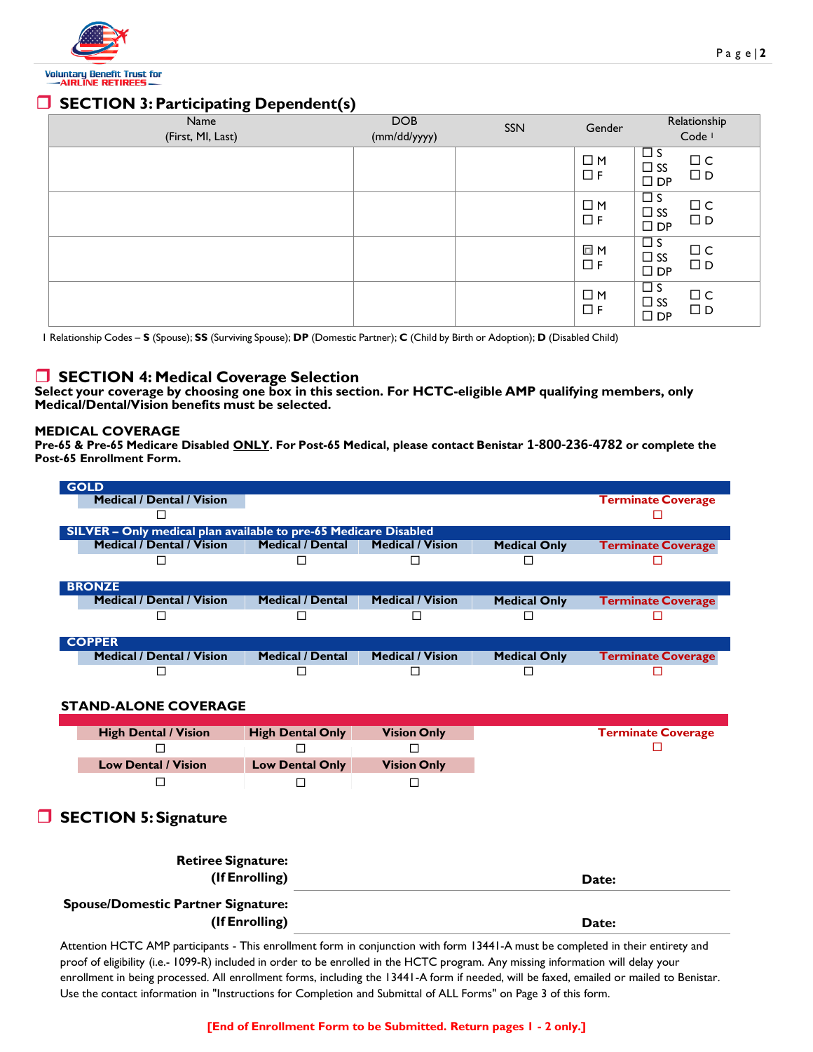Voluntary Benefit Trust for AIRLINE RETIREES

## ❒ SECTION 3: Participating Dependent(s)

| Name (First, MI, Last) | DOB (mm/dd/yyyy) | SSN | Gender | Relationship Code [1] |
|---|---|---|---|---|
| | | | ☐ M ☐ F | ☐ S ☐ SS ☐ DP ☐ C ☐ D |
| | | | ☐ M ☐ F | ☐ S ☐ SS ☐ DP ☐ C ☐ D |
| | | | ☐ M ☐ F | ☐ S ☐ SS ☐ DP ☐ C ☐ D |
| | | | ☐ M ☐ F | ☐ S ☐ SS ☐ DP ☐ C ☐ D |

1 Relationship Codes – **S** (Spouse); **SS** (Surviving Spouse); **DP** (Domestic Partner); **C** (Child by Birth or Adoption); **D** (Disabled Child)

## ❒ SECTION 4: Medical Coverage Selection

**Select your coverage by choosing one box in this section. For HCTC-eligible AMP qualifying members, only Medical/Dental/Vision benefits must be selected.**

### MEDICAL COVERAGE

**Pre-65 & Pre-65 Medicare Disabled ONLY. For Post-65 Medical, please contact Benistar 1-800-236-4782 or complete the Post-65 Enrollment Form.**

| Plan | Medical / Dental / Vision | Medical / Dental | Medical / Vision | Medical Only | Terminate Coverage |
|---|---|---|---|---|---|
| **GOLD** | ☐ | | | | ☐ |
| **SILVER – Only medical plan available to pre-65 Medicare Disabled** | ☐ | ☐ | ☐ | ☐ | ☐ |
| **BRONZE** | ☐ | ☐ | ☐ | ☐ | ☐ |
| **COPPER** | ☐ | ☐ | ☐ | ☐ | ☐ |

### STAND-ALONE COVERAGE

| High Dental / Vision | High Dental Only | Vision Only | Terminate Coverage |
|---|---|---|---|
| ☐ | ☐ | ☐ | ☐ |
| **Low Dental / Vision** | **Low Dental Only** | **Vision Only** | |
| ☐ | ☐ | ☐ | |

## ❒ SECTION 5: Signature

**Retiree Signature: (If Enrolling)** ______________________ **Date:** __________

**Spouse/Domestic Partner Signature: (If Enrolling)** ______________________ **Date:** __________

Attention HCTC AMP participants - This enrollment form in conjunction with form 13441-A must be completed in their entirety and proof of eligibility (i.e.- 1099-R) included in order to be enrolled in the HCTC program. Any missing information will delay your enrollment in being processed. All enrollment forms, including the 13441-A form if needed, will be faxed, emailed or mailed to Benistar. Use the contact information in "Instructions for Completion and Submittal of ALL Forms" on Page 3 of this form.

**[End of Enrollment Form to be Submitted. Return pages 1 - 2 only.]**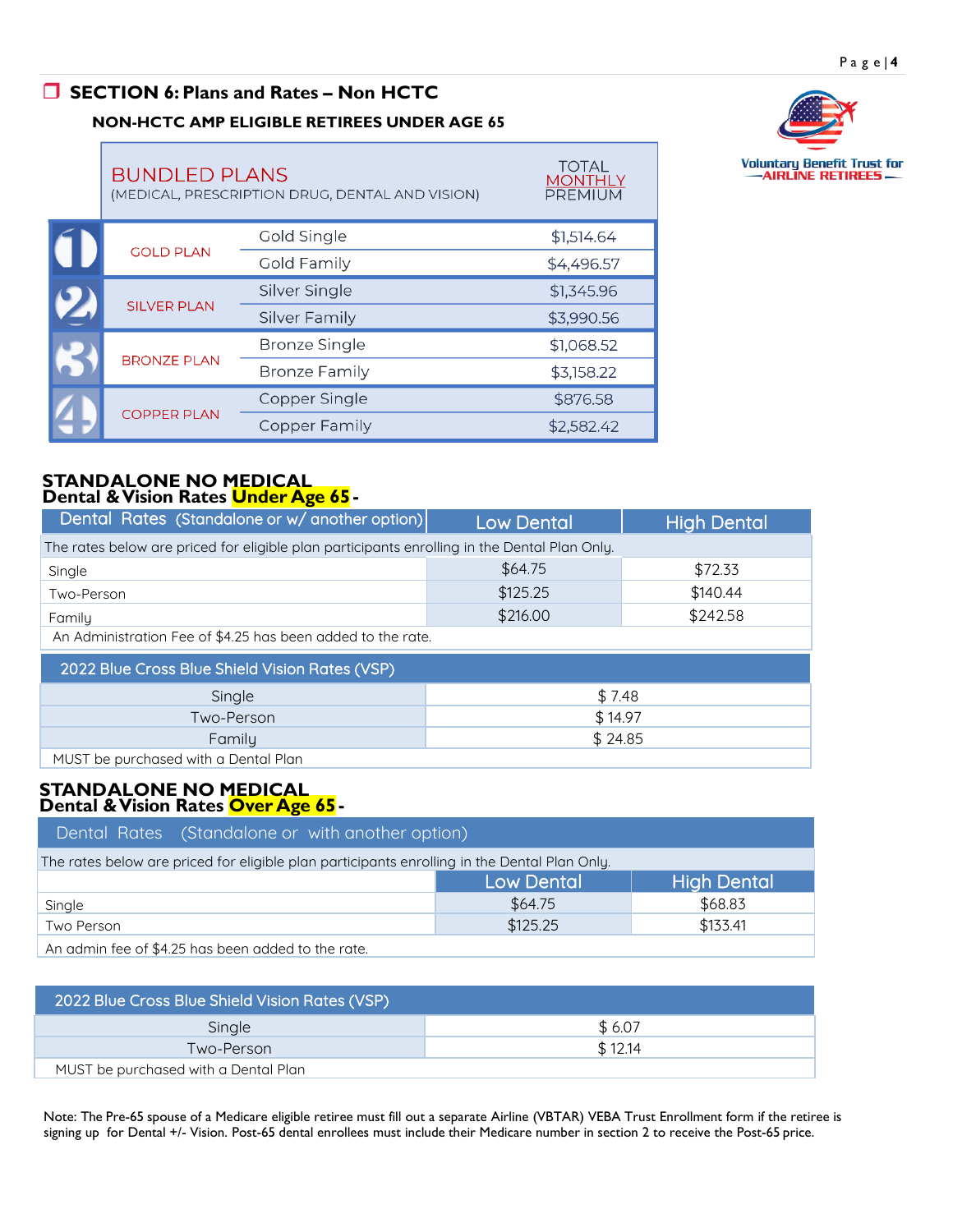## SECTION 6: Plans and Rates – Non HCTC

### NON-HCTC AMP ELIGIBLE RETIREES UNDER AGE 65

Voluntary Benefit Trust for AIRLINE RETIREES

| BUNDLED PLANS (MEDICAL, PRESCRIPTION DRUG, DENTAL AND VISION) | | TOTAL MONTHLY PREMIUM |
|---|---|---|
| 1 GOLD PLAN | Gold Single | $1,514.64 |
| | Gold Family | $4,496.57 |
| 2 SILVER PLAN | Silver Single | $1,345.96 |
| | Silver Family | $3,990.56 |
| 3 BRONZE PLAN | Bronze Single | $1,068.52 |
| | Bronze Family | $3,158.22 |
| 4 COPPER PLAN | Copper Single | $876.58 |
| | Copper Family | $2,582.42 |

### STANDALONE NO MEDICAL
### Dental & Vision Rates **Under Age 65** -

| Dental Rates (Standalone or w/ another option) | Low Dental | High Dental |
|---|---|---|
| The rates below are priced for eligible plan participants enrolling in the Dental Plan Only. | | |
| Single | $64.75 | $72.33 |
| Two-Person | $125.25 | $140.44 |
| Family | $216.00 | $242.58 |
| An Administration Fee of $4.25 has been added to the rate. | | |

| 2022 Blue Cross Blue Shield Vision Rates (VSP) | |
|---|---|
| Single | $ 7.48 |
| Two-Person | $ 14.97 |
| Family | $ 24.85 |
| MUST be purchased with a Dental Plan | |

### STANDALONE NO MEDICAL
### Dental & Vision Rates **Over Age 65** -

| Dental Rates (Standalone or with another option) | | |
|---|---|---|
| The rates below are priced for eligible plan participants enrolling in the Dental Plan Only. | | |
| | Low Dental | High Dental |
| Single | $64.75 | $68.83 |
| Two Person | $125.25 | $133.41 |
| An admin fee of $4.25 has been added to the rate. | | |

| 2022 Blue Cross Blue Shield Vision Rates (VSP) | |
|---|---|
| Single | $ 6.07 |
| Two-Person | $ 12.14 |
| MUST be purchased with a Dental Plan | |

Note: The Pre-65 spouse of a Medicare eligible retiree must fill out a separate Airline (VBTAR) VEBA Trust Enrollment form if the retiree is signing up for Dental +/- Vision. Post-65 dental enrollees must include their Medicare number in section 2 to receive the Post-65 price.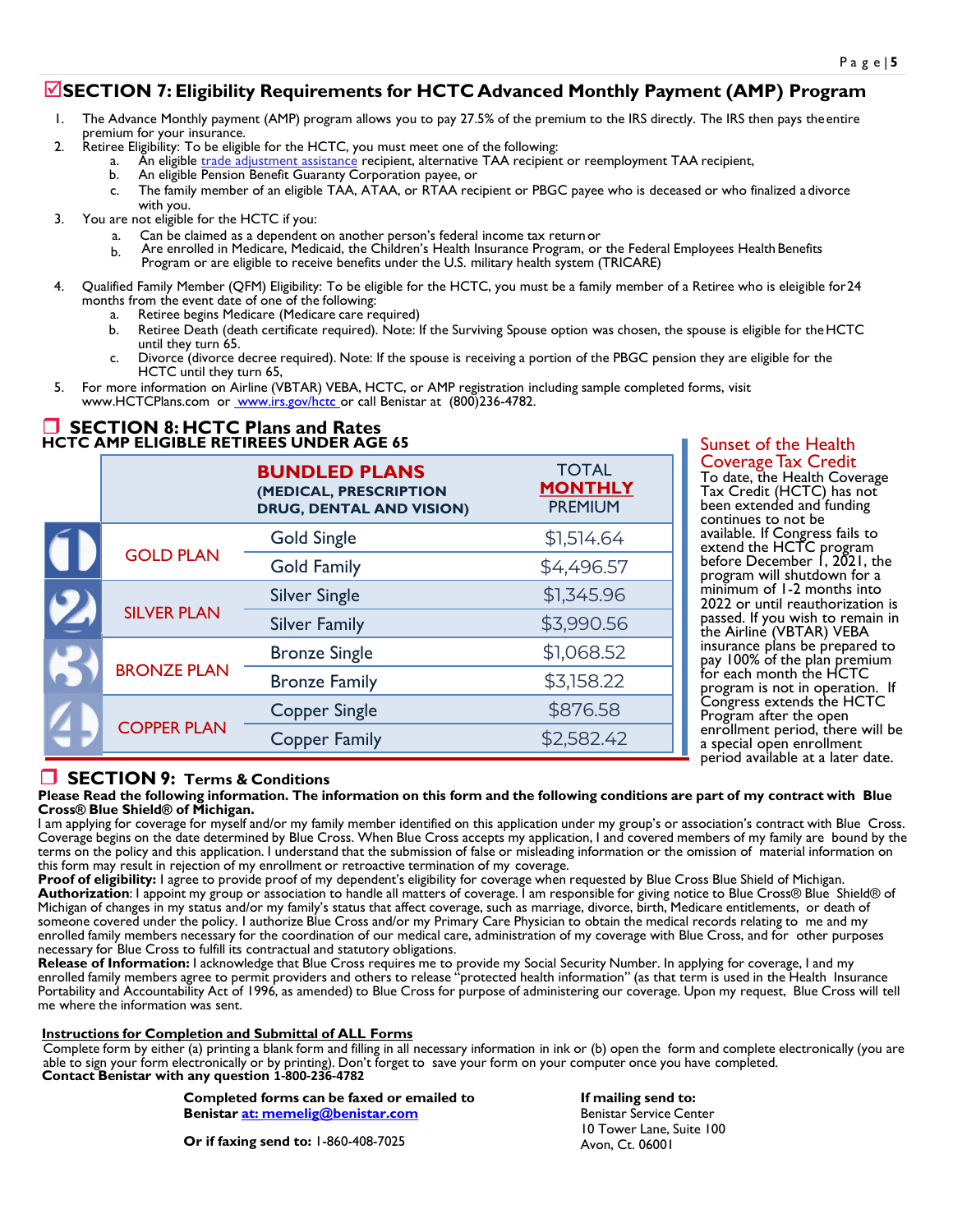## ☑SECTION 7: Eligibility Requirements for HCTC Advanced Monthly Payment (AMP) Program

1. The Advance Monthly payment (AMP) program allows you to pay 27.5% of the premium to the IRS directly. The IRS then pays theentire premium for your insurance.
2. Retiree Eligibility: To be eligible for the HCTC, you must meet one of the following:
   a. An eligible trade adjustment assistance recipient, alternative TAA recipient or reemployment TAA recipient,
   b. An eligible Pension Benefit Guaranty Corporation payee, or
   c. The family member of an eligible TAA, ATAA, or RTAA recipient or PBGC payee who is deceased or who finalized a divorce with you.
3. You are not eligible for the HCTC if you:
   a. Can be claimed as a dependent on another person's federal income tax return or
   b. Are enrolled in Medicare, Medicaid, the Children's Health Insurance Program, or the Federal Employees Health Benefits Program or are eligible to receive benefits under the U.S. military health system (TRICARE)
4. Qualified Family Member (QFM) Eligibility: To be eligible for the HCTC, you must be a family member of a Retiree who is eleigible for 24 months from the event date of one of the following:
   a. Retiree begins Medicare (Medicare care required)
   b. Retiree Death (death certificate required). Note: If the Surviving Spouse option was chosen, the spouse is eligible for the HCTC until they turn 65.
   c. Divorce (divorce decree required). Note: If the spouse is receiving a portion of the PBGC pension they are eligible for the HCTC until they turn 65,
5. For more information on Airline (VBTAR) VEBA, HCTC, or AMP registration including sample completed forms, visit www.HCTCPlans.com or www.irs.gov/hctc or call Benistar at (800)236-4782.

## ❒ SECTION 8: HCTC Plans and Rates

**HCTC AMP ELIGIBLE RETIREES UNDER AGE 65**

| | **BUNDLED PLANS** (MEDICAL, PRESCRIPTION DRUG, DENTAL AND VISION) | TOTAL **MONTHLY** PREMIUM |
|---|---|---|
| 1 GOLD PLAN | Gold Single | $1,514.64 |
| | Gold Family | $4,496.57 |
| 2 SILVER PLAN | Silver Single | $1,345.96 |
| | Silver Family | $3,990.56 |
| 3 BRONZE PLAN | Bronze Single | $1,068.52 |
| | Bronze Family | $3,158.22 |
| 4 COPPER PLAN | Copper Single | $876.58 |
| | Copper Family | $2,582.42 |

### Sunset of the Health Coverage Tax Credit

To date, the Health Coverage Tax Credit (HCTC) has not been extended and funding continues to not be available. If Congress fails to extend the HCTC program before December 1, 2021, the program will shutdown for a minimum of 1-2 months into 2022 or until reauthorization is passed. If you wish to remain in the Airline (VBTAR) VEBA insurance plans be prepared to pay 100% of the plan premium for each month the HCTC program is not in operation. If Congress extends the HCTC Program after the open enrollment period, there will be a special open enrollment period available at a later date.

## ❒ SECTION 9: Terms & Conditions

**Please Read the following information. The information on this form and the following conditions are part of my contract with Blue Cross® Blue Shield® of Michigan.**

I am applying for coverage for myself and/or my family member identified on this application under my group's or association's contract with Blue Cross. Coverage begins on the date determined by Blue Cross. When Blue Cross accepts my application, I and covered members of my family are bound by the terms on the policy and this application. I understand that the submission of false or misleading information or the omission of material information on this form may result in rejection of my enrollment or retroactive termination of my coverage.

**Proof of eligibility:** I agree to provide proof of my dependent's eligibility for coverage when requested by Blue Cross Blue Shield of Michigan.

**Authorization**: I appoint my group or association to handle all matters of coverage. I am responsible for giving notice to Blue Cross® Blue Shield® of Michigan of changes in my status and/or my family's status that affect coverage, such as marriage, divorce, birth, Medicare entitlements, or death of someone covered under the policy. I authorize Blue Cross and/or my Primary Care Physician to obtain the medical records relating to me and my enrolled family members necessary for the coordination of our medical care, administration of my coverage with Blue Cross, and for other purposes necessary for Blue Cross to fulfill its contractual and statutory obligations.

**Release of Information:** I acknowledge that Blue Cross requires me to provide my Social Security Number. In applying for coverage, I and my enrolled family members agree to permit providers and others to release "protected health information" (as that term is used in the Health Insurance Portability and Accountability Act of 1996, as amended) to Blue Cross for purpose of administering our coverage. Upon my request, Blue Cross will tell me where the information was sent.

**Instructions for Completion and Submittal of ALL Forms**

Complete form by either (a) printing a blank form and filling in all necessary information in ink or (b) open the form and complete electronically (you are able to sign your form electronically or by printing). Don't forget to save your form on your computer once you have completed.

**Contact Benistar with any question 1-800-236-4782**

**Completed forms can be faxed or emailed to Benistar at: memelig@benistar.com**

**Or if faxing send to:** 1-860-408-7025

**If mailing send to:**
Benistar Service Center
10 Tower Lane, Suite 100
Avon, Ct. 06001